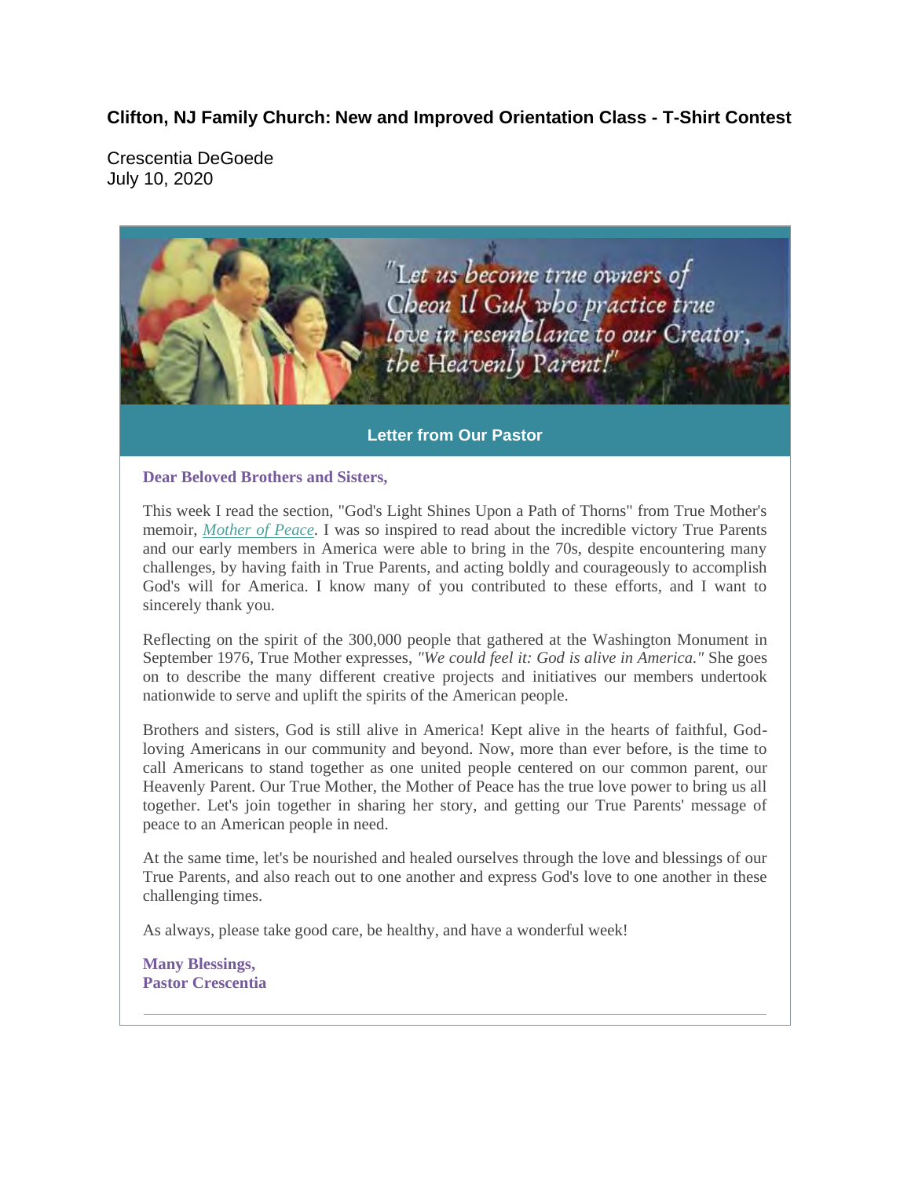# Clifton, NJ Family Church: New and Improved Orientation Class - T-Shirt Contest

Crescentia DeGoede
July 10, 2020

"Let us become true owners of Cheon Il Guk who practice true love in resemblance to our Creator, the Heavenly Parent!"

## Letter from Our Pastor

**Dear Beloved Brothers and Sisters,**

This week I read the section, "God's Light Shines Upon a Path of Thorns" from True Mother's memoir, *Mother of Peace*. I was so inspired to read about the incredible victory True Parents and our early members in America were able to bring in the 70s, despite encountering many challenges, by having faith in True Parents, and acting boldly and courageously to accomplish God's will for America. I know many of you contributed to these efforts, and I want to sincerely thank you.

Reflecting on the spirit of the 300,000 people that gathered at the Washington Monument in September 1976, True Mother expresses, *"We could feel it: God is alive in America."* She goes on to describe the many different creative projects and initiatives our members undertook nationwide to serve and uplift the spirits of the American people.

Brothers and sisters, God is still alive in America! Kept alive in the hearts of faithful, God-loving Americans in our community and beyond. Now, more than ever before, is the time to call Americans to stand together as one united people centered on our common parent, our Heavenly Parent. Our True Mother, the Mother of Peace has the true love power to bring us all together. Let's join together in sharing her story, and getting our True Parents' message of peace to an American people in need.

At the same time, let's be nourished and healed ourselves through the love and blessings of our True Parents, and also reach out to one another and express God's love to one another in these challenging times.

As always, please take good care, be healthy, and have a wonderful week!

**Many Blessings,**
**Pastor Crescentia**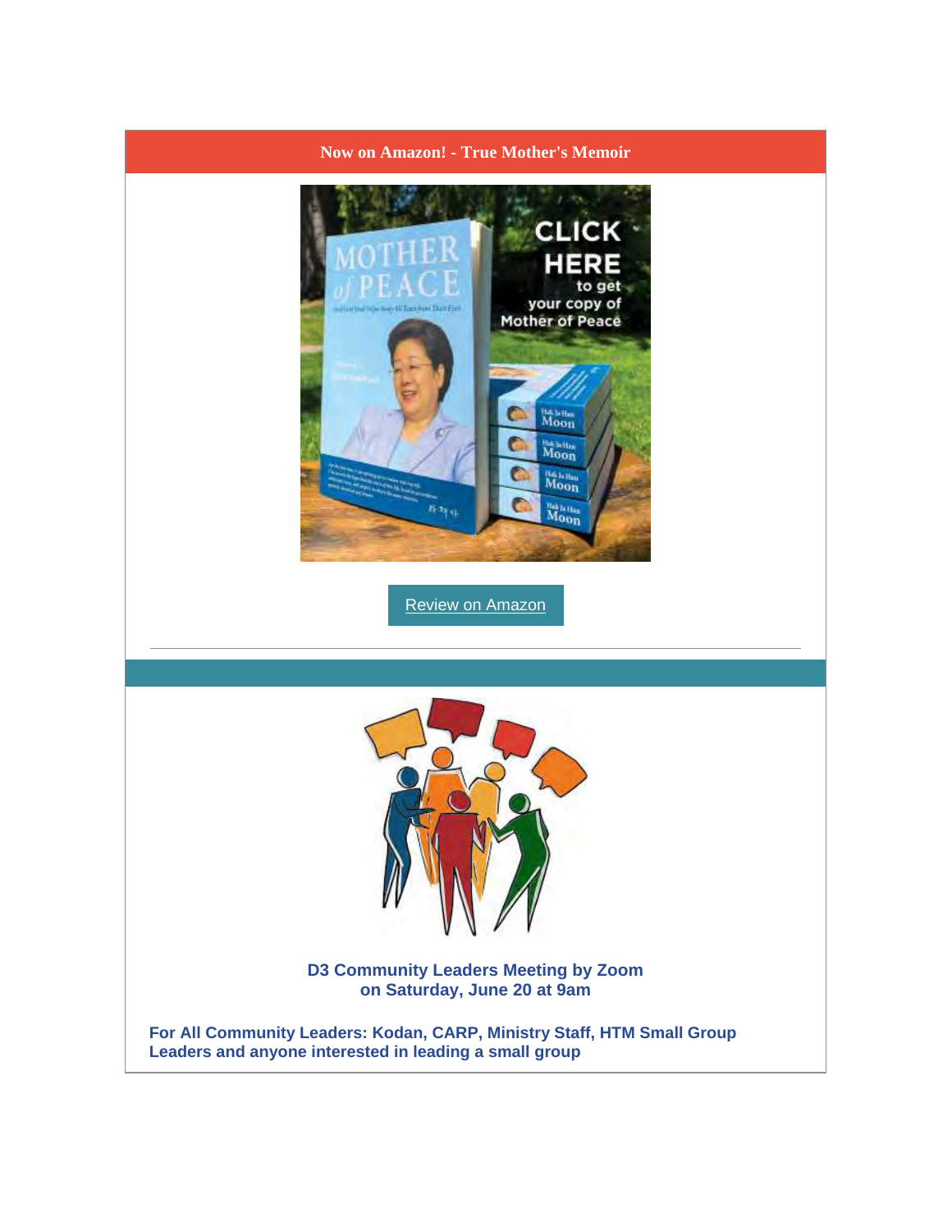**Now on Amazon! - True Mother's Memoir**

[Review on Amazon]

**D3 Community Leaders Meeting by Zoom**
**on Saturday, June 20 at 9am**

**For All Community Leaders: Kodan, CARP, Ministry Staff, HTM Small Group Leaders and anyone interested in leading a small group**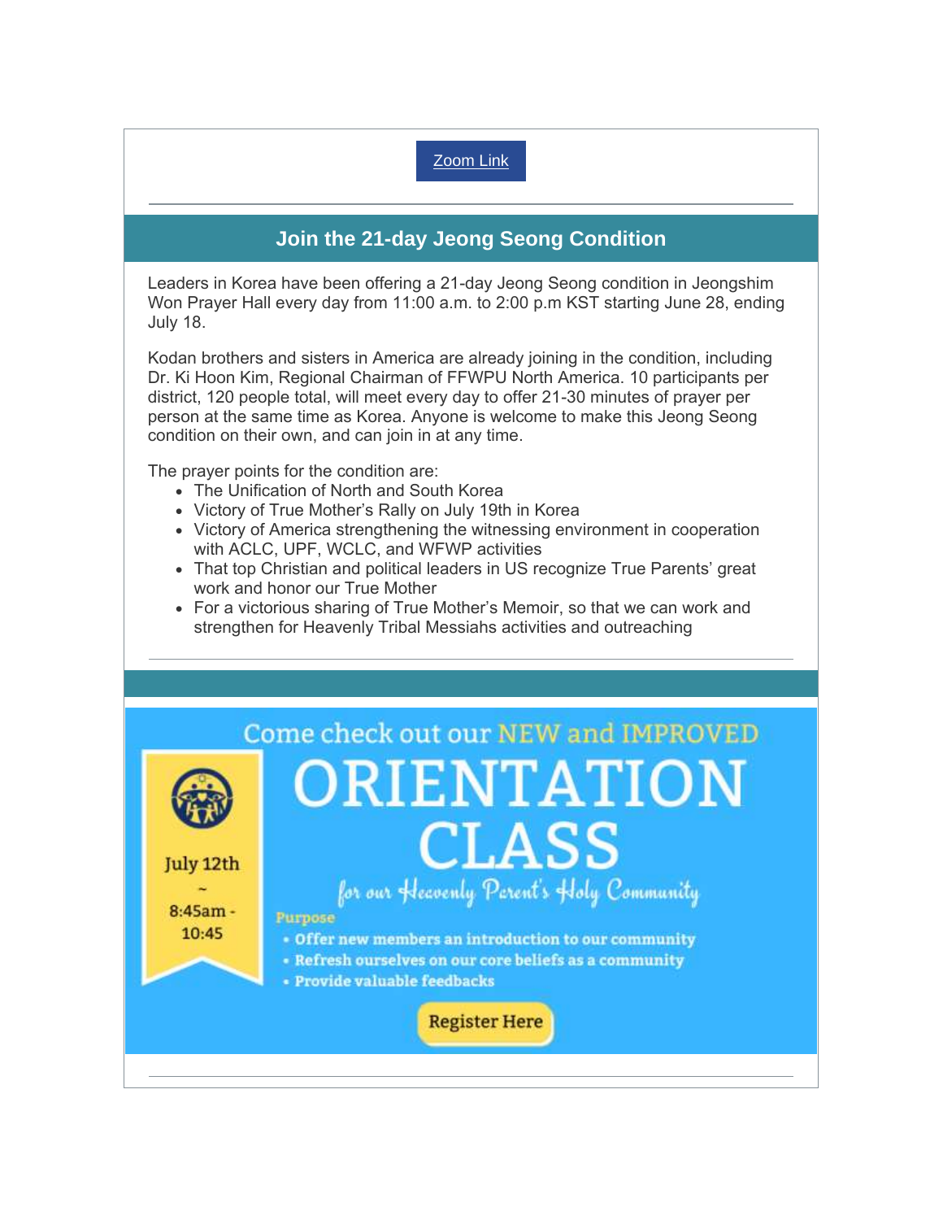Zoom Link

## Join the 21-day Jeong Seong Condition

Leaders in Korea have been offering a 21-day Jeong Seong condition in Jeongshim Won Prayer Hall every day from 11:00 a.m. to 2:00 p.m KST starting June 28, ending July 18.

Kodan brothers and sisters in America are already joining in the condition, including Dr. Ki Hoon Kim, Regional Chairman of FFWPU North America. 10 participants per district, 120 people total, will meet every day to offer 21-30 minutes of prayer per person at the same time as Korea. Anyone is welcome to make this Jeong Seong condition on their own, and can join in at any time.

The prayer points for the condition are:

- The Unification of North and South Korea
- Victory of True Mother's Rally on July 19th in Korea
- Victory of America strengthening the witnessing environment in cooperation with ACLC, UPF, WCLC, and WFWP activities
- That top Christian and political leaders in US recognize True Parents' great work and honor our True Mother
- For a victorious sharing of True Mother's Memoir, so that we can work and strengthen for Heavenly Tribal Messiahs activities and outreaching

Come check out our NEW and IMPROVED

# ORIENTATION CLASS

*for our Heavenly Parent's Holy Community*

July 12th ~ 8:45am - 10:45

**Purpose**

- Offer new members an introduction to our community
- Refresh ourselves on our core beliefs as a community
- Provide valuable feedbacks

Register Here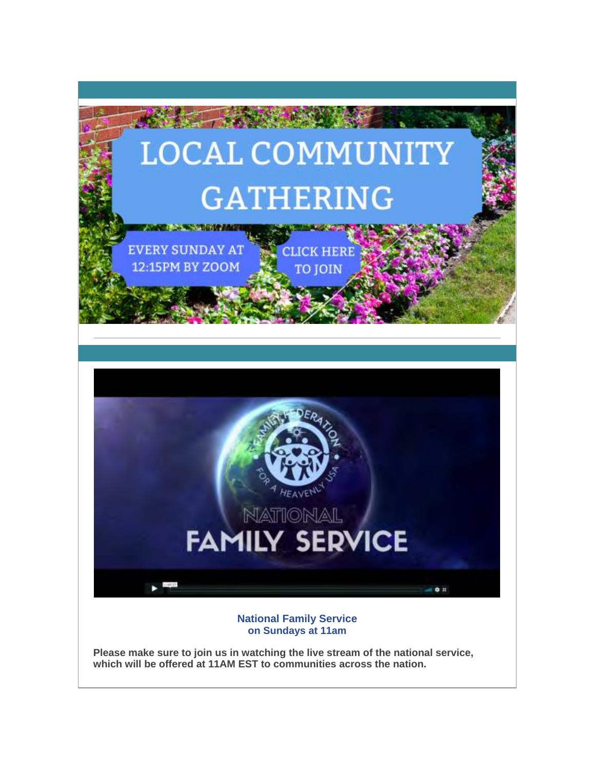LOCAL COMMUNITY GATHERING

EVERY SUNDAY AT 12:15PM BY ZOOM

CLICK HERE TO JOIN

FAMILY FEDERATION FOR A HEAVENLY USA

NATIONAL FAMILY SERVICE

**National Family Service**
**on Sundays at 11am**

**Please make sure to join us in watching the live stream of the national service, which will be offered at 11AM EST to communities across the nation.**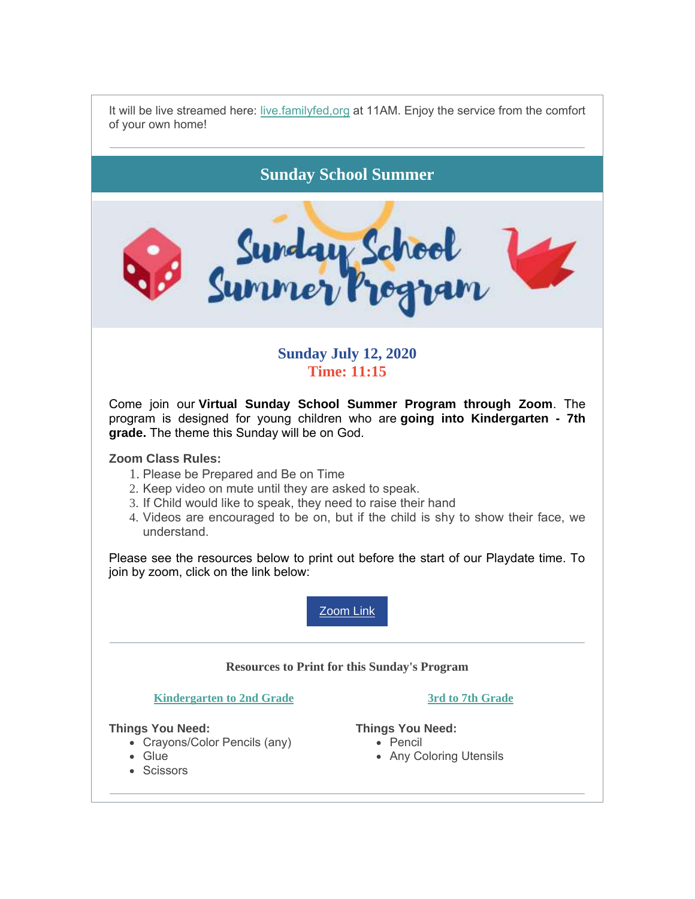It will be live streamed here: live.familyfed,org at 11AM. Enjoy the service from the comfort of your own home!

---

## Sunday School Summer

### Sunday July 12, 2020
### Time: 11:15

Come join our **Virtual Sunday School Summer Program through Zoom**. The program is designed for young children who are **going into Kindergarten - 7th grade.** The theme this Sunday will be on God.

**Zoom Class Rules:**

1. Please be Prepared and Be on Time
2. Keep video on mute until they are asked to speak.
3. If Child would like to speak, they need to raise their hand
4. Videos are encouraged to be on, but if the child is shy to show their face, we understand.

Please see the resources below to print out before the start of our Playdate time. To join by zoom, click on the link below:

Zoom Link

---

**Resources to Print for this Sunday's Program**

**Kindergarten to 2nd Grade**

**Things You Need:**

- Crayons/Color Pencils (any)
- Glue
- Scissors

**3rd to 7th Grade**

**Things You Need:**

- Pencil
- Any Coloring Utensils

---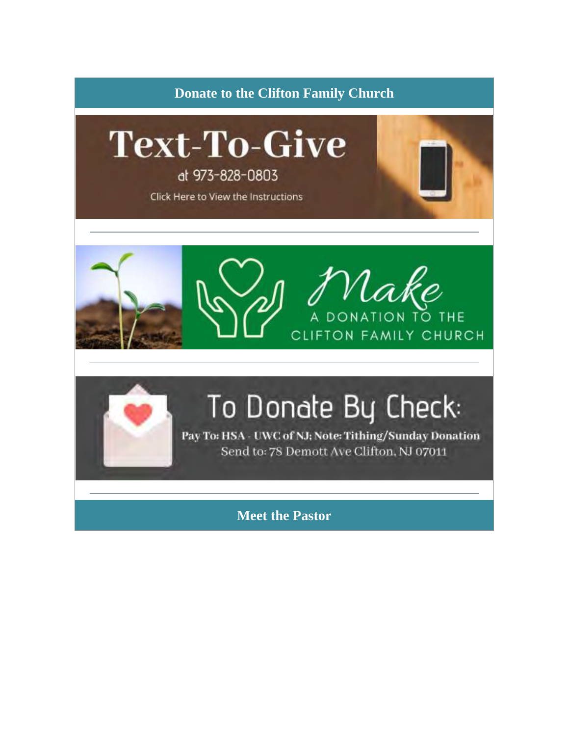## Donate to the Clifton Family Church

**Text-To-Give**

at 973-828-0803

Click Here to View the Instructions

---

*Make*

A DONATION TO THE CLIFTON FAMILY CHURCH

---

**To Donate By Check:**

**Pay To: HSA - UWC of NJ; Note: Tithing/Sunday Donation**

Send to: 78 Demott Ave Clifton, NJ 07011

---

## Meet the Pastor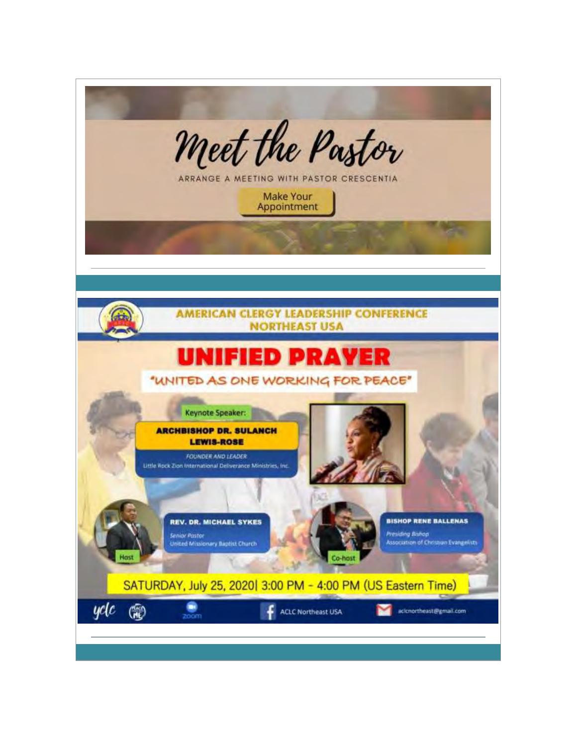# Meet the Pastor

ARRANGE A MEETING WITH PASTOR CRESCENTIA

Make Your Appointment

---

## AMERICAN CLERGY LEADERSHIP CONFERENCE NORTHEAST USA

# UNIFIED PRAYER

"UNITED AS ONE WORKING FOR PEACE"

Keynote Speaker:

**ARCHBISHOP DR. SULANCH LEWIS-ROSE**

*FOUNDER AND LEADER*

Little Rock Zion International Deliverance Ministries, Inc.

Host

**REV. DR. MICHAEL SYKES**

*Senior Pastor*

United Missionary Baptist Church

Co-host

**BISHOP RENE BALLENAS**

*Presiding Bishop*

Association of Christian Evangelists

SATURDAY, July 25, 2020| 3:00 PM - 4:00 PM (US Eastern Time)

yclc | zoom | ACLC Northeast USA | aclcnortheast@gmail.com

---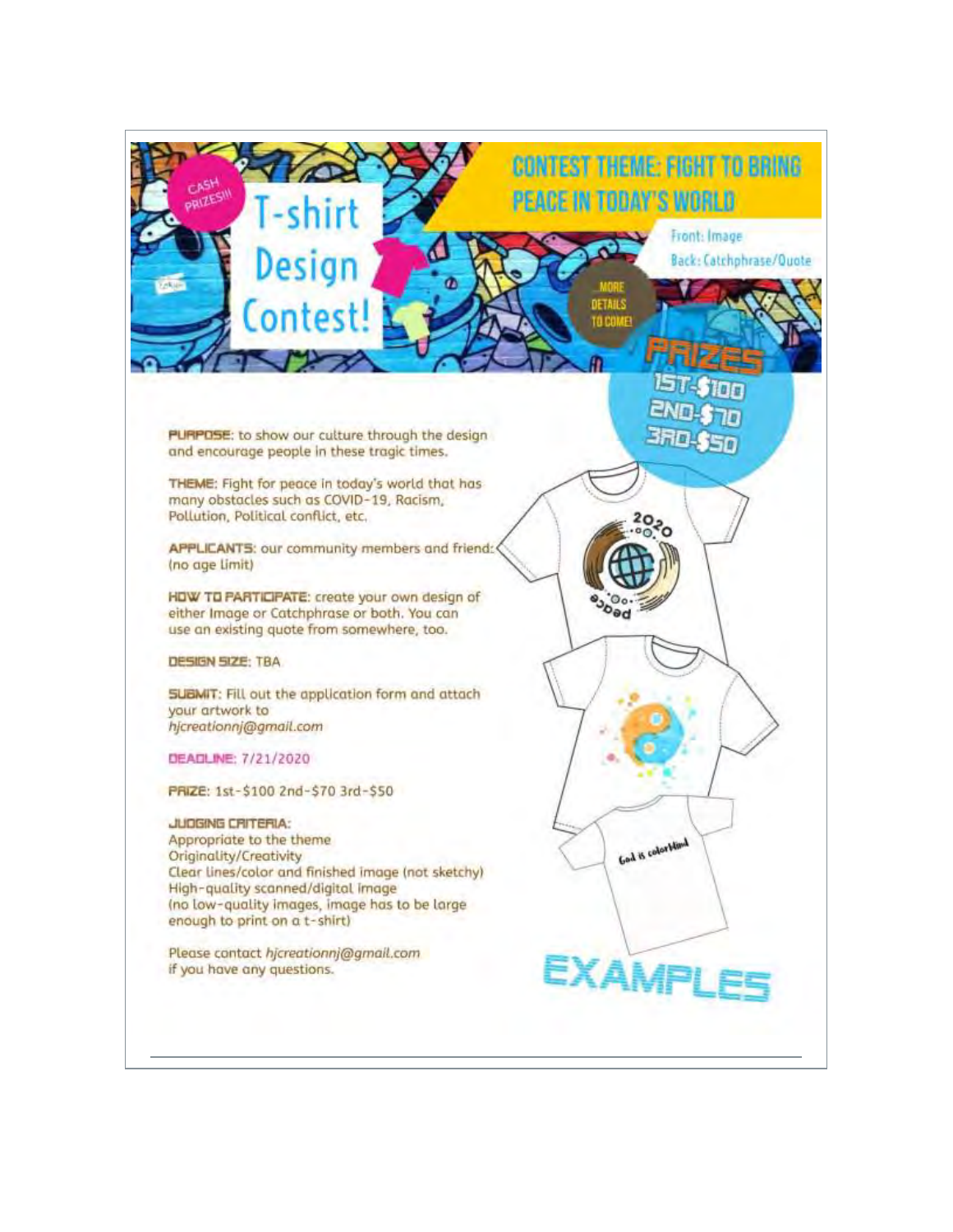CASH PRIZES!!!

# T-shirt Design Contest!

## CONTEST THEME: FIGHT TO BRING PEACE IN TODAY'S WORLD

Front: Image

Back: Catchphrase/Quote

...MORE DETAILS TO COME!

**PRIZES**

1ST-$100
2ND-$70
3RD-$50

**PURPOSE**: to show our culture through the design and encourage people in these tragic times.

**THEME**: Fight for peace in today's world that has many obstacles such as COVID-19, Racism, Pollution, Political conflict, etc.

**APPLICANTS**: our community members and friend: (no age limit)

**HOW TO PARTICIPATE**: create your own design of either Image or Catchphrase or both. You can use an existing quote from somewhere, too.

**DESIGN SIZE**: TBA

**SUBMIT**: Fill out the application form and attach your artwork to *hjcreationnj@gmail.com*

**DEADLINE**: 7/21/2020

**PRIZE**: 1st-$100 2nd-$70 3rd-$50

**JUDGING CRITERIA**:
Appropriate to the theme
Originality/Creativity
Clear lines/color and finished image (not sketchy)
High-quality scanned/digital image
(no low-quality images, image has to be large enough to print on a t-shirt)

Please contact *hjcreationnj@gmail.com* if you have any questions.

2020

peace

God is colorblind

**EXAMPLES**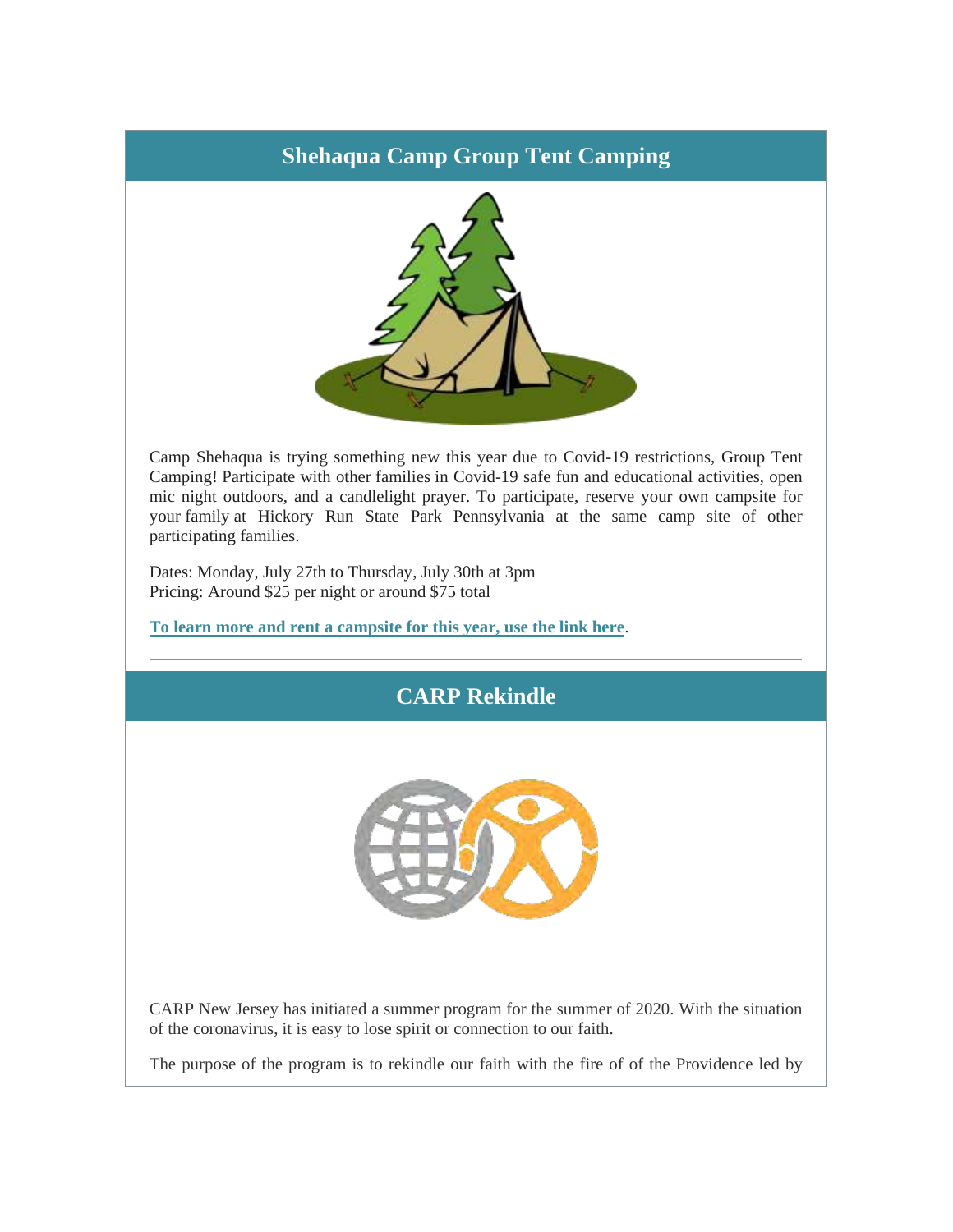## Shehaqua Camp Group Tent Camping

Camp Shehaqua is trying something new this year due to Covid-19 restrictions, Group Tent Camping! Participate with other families in Covid-19 safe fun and educational activities, open mic night outdoors, and a candlelight prayer. To participate, reserve your own campsite for your family at Hickory Run State Park Pennsylvania at the same camp site of other participating families.

Dates: Monday, July 27th to Thursday, July 30th at 3pm
Pricing: Around $25 per night or around $75 total

**To learn more and rent a campsite for this year, use the link here**.

---

## CARP Rekindle

CARP New Jersey has initiated a summer program for the summer of 2020. With the situation of the coronavirus, it is easy to lose spirit or connection to our faith.

The purpose of the program is to rekindle our faith with the fire of of the Providence led by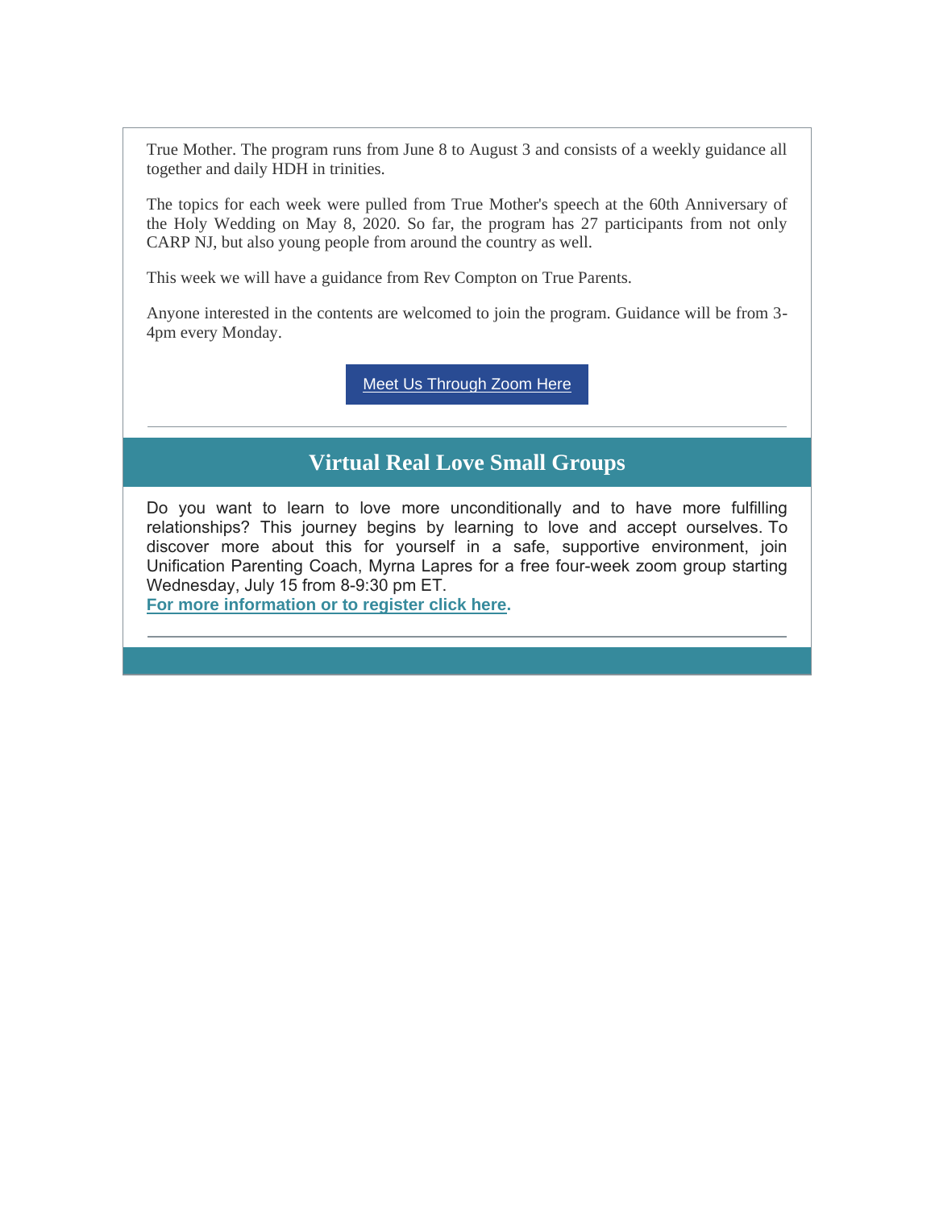True Mother. The program runs from June 8 to August 3 and consists of a weekly guidance all together and daily HDH in trinities.

The topics for each week were pulled from True Mother's speech at the 60th Anniversary of the Holy Wedding on May 8, 2020. So far, the program has 27 participants from not only CARP NJ, but also young people from around the country as well.

This week we will have a guidance from Rev Compton on True Parents.

Anyone interested in the contents are welcomed to join the program. Guidance will be from 3-4pm every Monday.

Meet Us Through Zoom Here

---

## Virtual Real Love Small Groups

Do you want to learn to love more unconditionally and to have more fulfilling relationships? This journey begins by learning to love and accept ourselves. To discover more about this for yourself in a safe, supportive environment, join Unification Parenting Coach, Myrna Lapres for a free four-week zoom group starting Wednesday, July 15 from 8-9:30 pm ET.
**For more information or to register click here.**

---